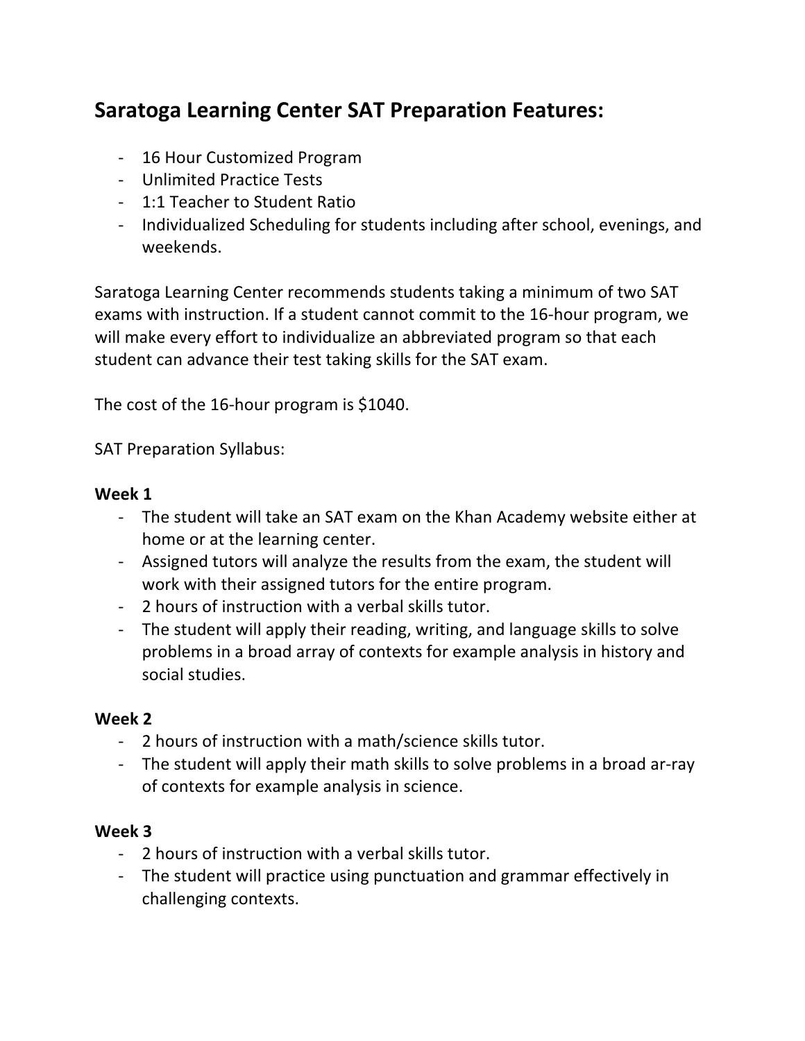## Saratoga Learning Center SAT Preparation Features:

- 16 Hour Customized Program
- Unlimited Practice Tests
- 1:1 Teacher to Student Ratio
- Individualized Scheduling for students including after school, evenings, and weekends.

Saratoga Learning Center recommends students taking a minimum of two SAT exams with instruction. If a student cannot commit to the 16-hour program, we will make every effort to individualize an abbreviated program so that each student can advance their test taking skills for the SAT exam.

The cost of the 16-hour program is $1040.

SAT Preparation Syllabus:

**Week 1**

- The student will take an SAT exam on the Khan Academy website either at home or at the learning center.
- Assigned tutors will analyze the results from the exam, the student will work with their assigned tutors for the entire program.
- 2 hours of instruction with a verbal skills tutor.
- The student will apply their reading, writing, and language skills to solve problems in a broad array of contexts for example analysis in history and social studies.

**Week 2**

- 2 hours of instruction with a math/science skills tutor.
- The student will apply their math skills to solve problems in a broad ar-ray of contexts for example analysis in science.

**Week 3**

- 2 hours of instruction with a verbal skills tutor.
- The student will practice using punctuation and grammar effectively in challenging contexts.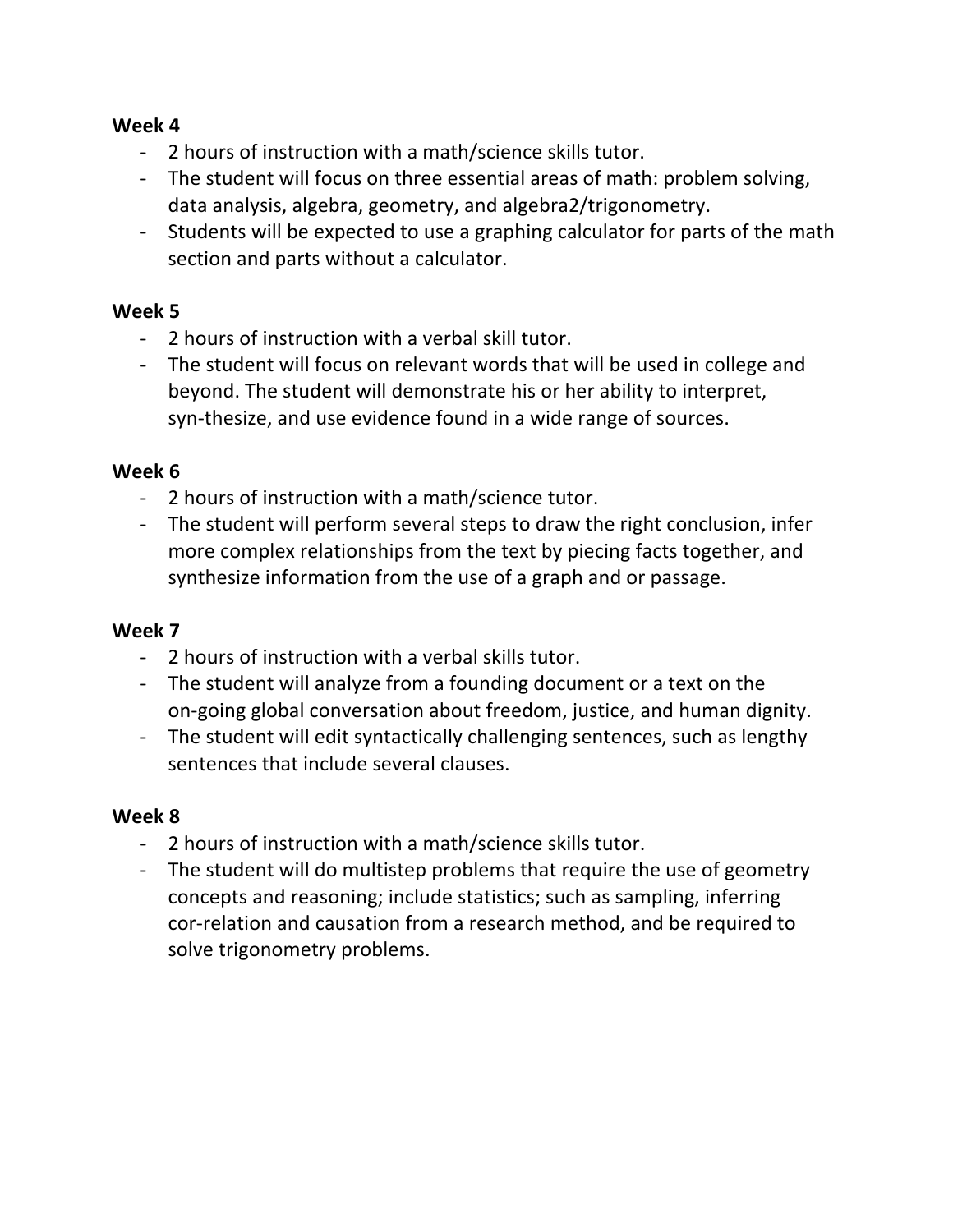**Week 4**

- 2 hours of instruction with a math/science skills tutor.
- The student will focus on three essential areas of math: problem solving, data analysis, algebra, geometry, and algebra2/trigonometry.
- Students will be expected to use a graphing calculator for parts of the math section and parts without a calculator.

**Week 5**

- 2 hours of instruction with a verbal skill tutor.
- The student will focus on relevant words that will be used in college and beyond. The student will demonstrate his or her ability to interpret, syn-thesize, and use evidence found in a wide range of sources.

**Week 6**

- 2 hours of instruction with a math/science tutor.
- The student will perform several steps to draw the right conclusion, infer more complex relationships from the text by piecing facts together, and synthesize information from the use of a graph and or passage.

**Week 7**

- 2 hours of instruction with a verbal skills tutor.
- The student will analyze from a founding document or a text on the on-going global conversation about freedom, justice, and human dignity.
- The student will edit syntactically challenging sentences, such as lengthy sentences that include several clauses.

**Week 8**

- 2 hours of instruction with a math/science skills tutor.
- The student will do multistep problems that require the use of geometry concepts and reasoning; include statistics; such as sampling, inferring cor-relation and causation from a research method, and be required to solve trigonometry problems.